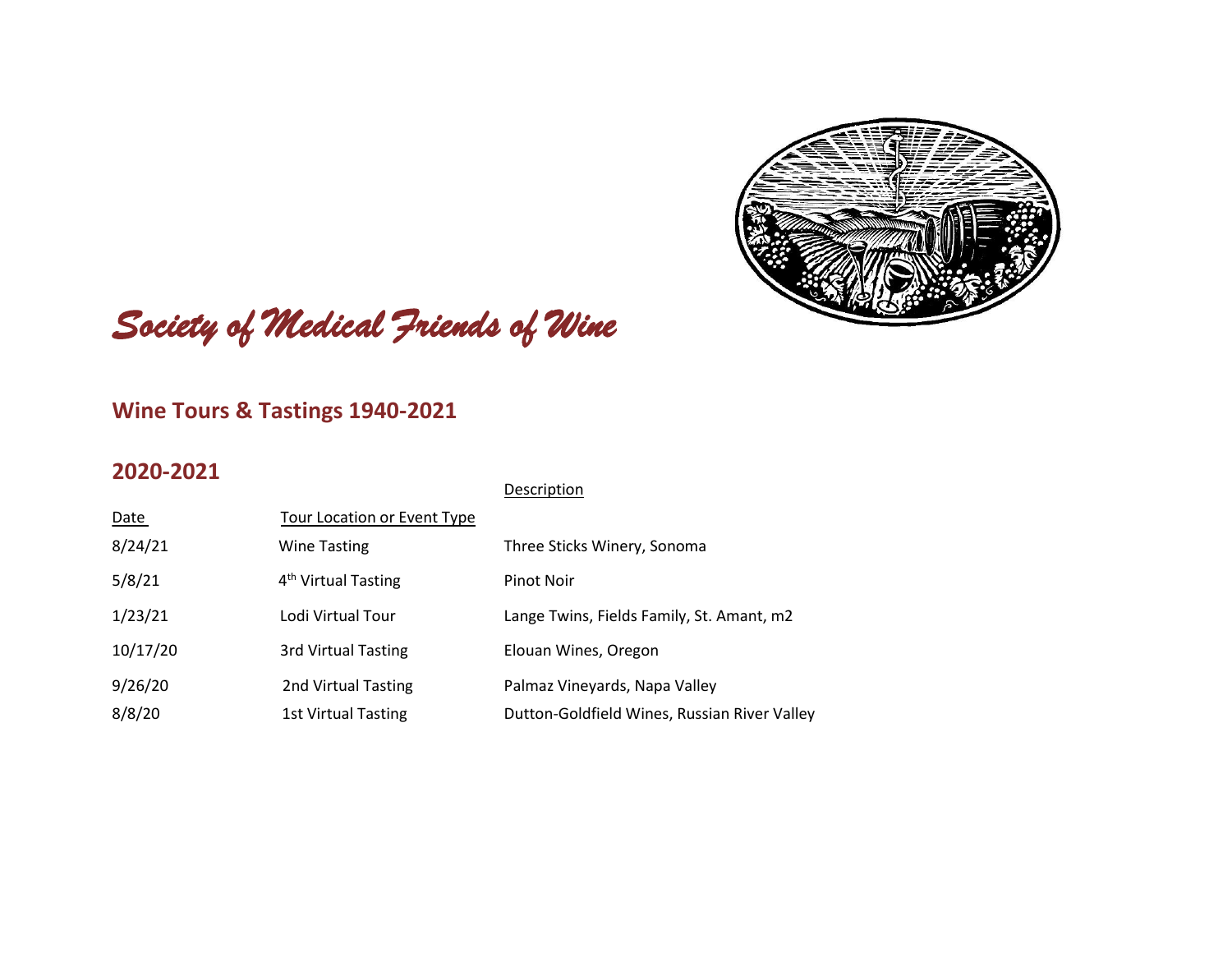# *Society of Medical Friends of Wine*

## Wine Tours & Tastings 1940-2021

### 2020-2021

| Date | Tour Location or Event Type | Description |
|---|---|---|
| 8/24/21 | Wine Tasting | Three Sticks Winery, Sonoma |
| 5/8/21 | 4th Virtual Tasting | Pinot Noir |
| 1/23/21 | Lodi Virtual Tour | Lange Twins, Fields Family, St. Amant, m2 |
| 10/17/20 | 3rd Virtual Tasting | Elouan Wines, Oregon |
| 9/26/20 | 2nd Virtual Tasting | Palmaz Vineyards, Napa Valley |
| 8/8/20 | 1st Virtual Tasting | Dutton-Goldfield Wines, Russian River Valley |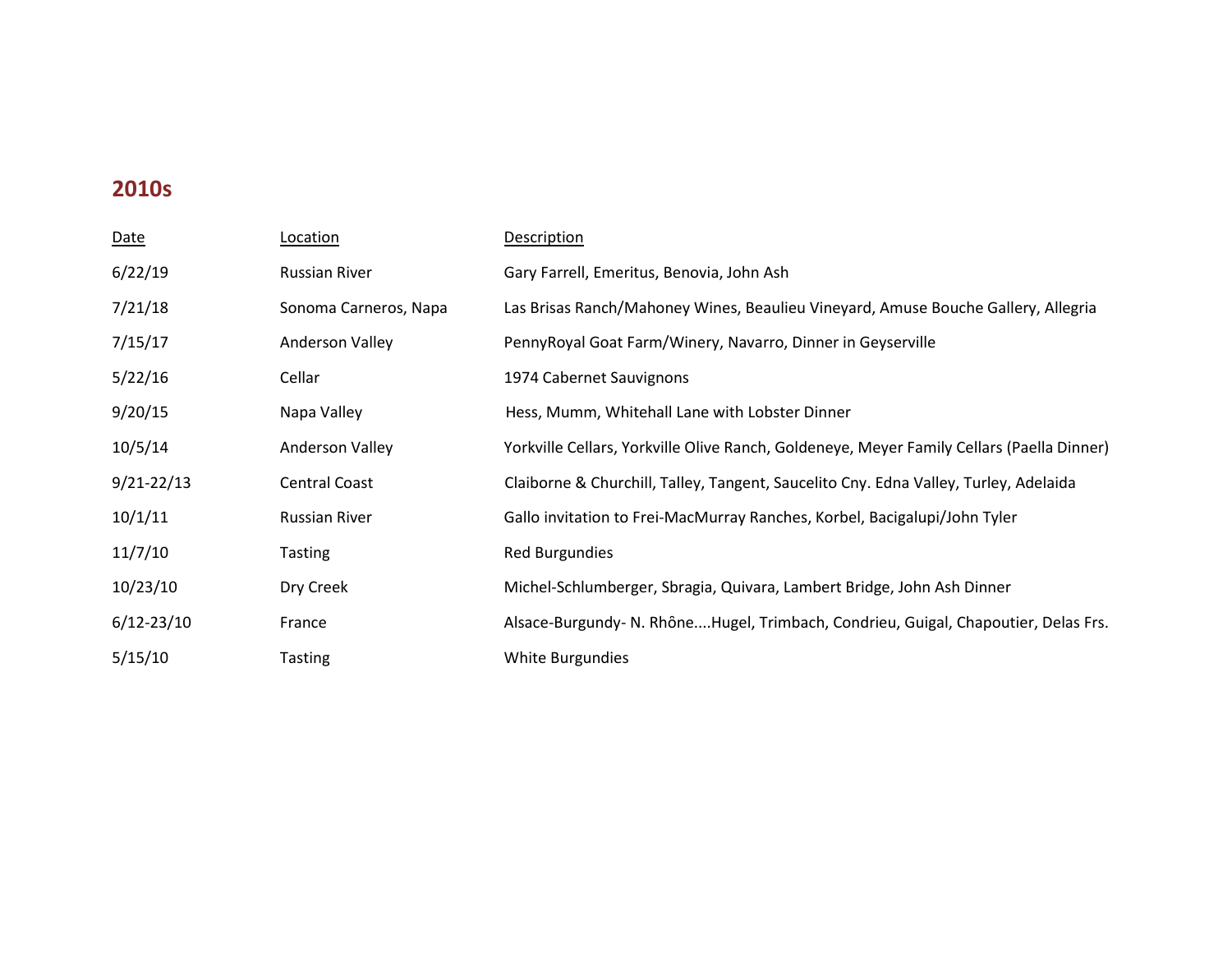## 2010s

| Date | Location | Description |
|---|---|---|
| 6/22/19 | Russian River | Gary Farrell, Emeritus, Benovia, John Ash |
| 7/21/18 | Sonoma Carneros, Napa | Las Brisas Ranch/Mahoney Wines, Beaulieu Vineyard, Amuse Bouche Gallery, Allegria |
| 7/15/17 | Anderson Valley | PennyRoyal Goat Farm/Winery, Navarro, Dinner in Geyserville |
| 5/22/16 | Cellar | 1974 Cabernet Sauvignons |
| 9/20/15 | Napa Valley | Hess, Mumm, Whitehall Lane with Lobster Dinner |
| 10/5/14 | Anderson Valley | Yorkville Cellars, Yorkville Olive Ranch, Goldeneye, Meyer Family Cellars (Paella Dinner) |
| 9/21-22/13 | Central Coast | Claiborne & Churchill, Talley, Tangent, Saucelito Cny. Edna Valley, Turley, Adelaida |
| 10/1/11 | Russian River | Gallo invitation to Frei-MacMurray Ranches, Korbel, Bacigalupi/John Tyler |
| 11/7/10 | Tasting | Red Burgundies |
| 10/23/10 | Dry Creek | Michel-Schlumberger, Sbragia, Quivara, Lambert Bridge, John Ash Dinner |
| 6/12-23/10 | France | Alsace-Burgundy- N. Rhône....Hugel, Trimbach, Condrieu, Guigal, Chapoutier, Delas Frs. |
| 5/15/10 | Tasting | White Burgundies |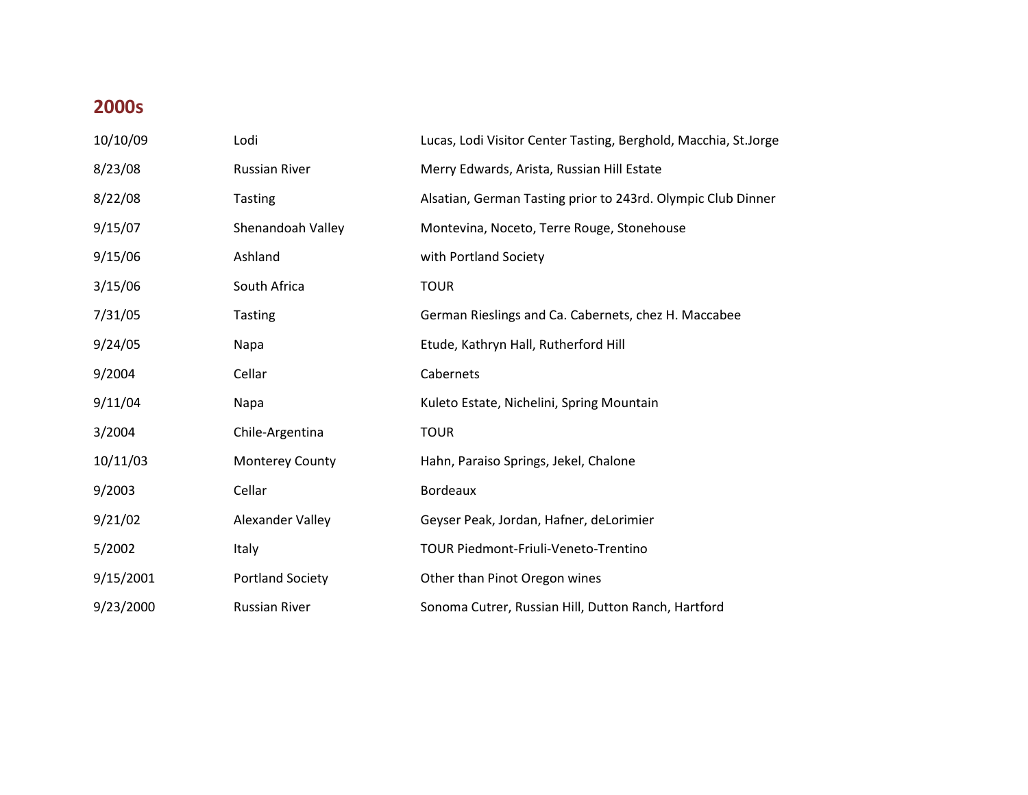## 2000s

| | | |
|---|---|---|
| 10/10/09 | Lodi | Lucas, Lodi Visitor Center Tasting, Berghold, Macchia, St.Jorge |
| 8/23/08 | Russian River | Merry Edwards, Arista, Russian Hill Estate |
| 8/22/08 | Tasting | Alsatian, German Tasting prior to 243rd. Olympic Club Dinner |
| 9/15/07 | Shenandoah Valley | Montevina, Noceto, Terre Rouge, Stonehouse |
| 9/15/06 | Ashland | with Portland Society |
| 3/15/06 | South Africa | TOUR |
| 7/31/05 | Tasting | German Rieslings and Ca. Cabernets, chez H. Maccabee |
| 9/24/05 | Napa | Etude, Kathryn Hall, Rutherford Hill |
| 9/2004 | Cellar | Cabernets |
| 9/11/04 | Napa | Kuleto Estate, Nichelini, Spring Mountain |
| 3/2004 | Chile-Argentina | TOUR |
| 10/11/03 | Monterey County | Hahn, Paraiso Springs, Jekel, Chalone |
| 9/2003 | Cellar | Bordeaux |
| 9/21/02 | Alexander Valley | Geyser Peak, Jordan, Hafner, deLorimier |
| 5/2002 | Italy | TOUR Piedmont-Friuli-Veneto-Trentino |
| 9/15/2001 | Portland Society | Other than Pinot Oregon wines |
| 9/23/2000 | Russian River | Sonoma Cutrer, Russian Hill, Dutton Ranch, Hartford |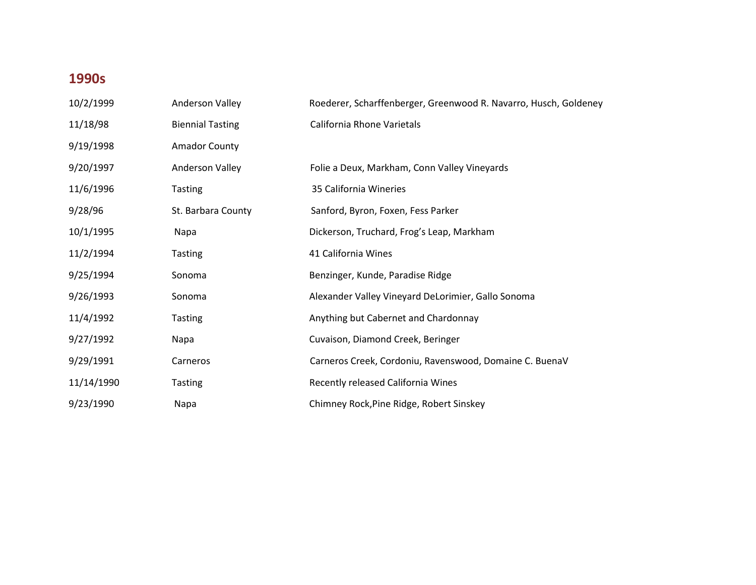## 1990s

| | | |
|---|---|---|
| 10/2/1999 | Anderson Valley | Roederer, Scharffenberger, Greenwood R. Navarro, Husch, Goldeney |
| 11/18/98 | Biennial Tasting | California Rhone Varietals |
| 9/19/1998 | Amador County | |
| 9/20/1997 | Anderson Valley | Folie a Deux, Markham, Conn Valley Vineyards |
| 11/6/1996 | Tasting | 35 California Wineries |
| 9/28/96 | St. Barbara County | Sanford, Byron, Foxen, Fess Parker |
| 10/1/1995 | Napa | Dickerson, Truchard, Frog's Leap, Markham |
| 11/2/1994 | Tasting | 41 California Wines |
| 9/25/1994 | Sonoma | Benzinger, Kunde, Paradise Ridge |
| 9/26/1993 | Sonoma | Alexander Valley Vineyard DeLorimier, Gallo Sonoma |
| 11/4/1992 | Tasting | Anything but Cabernet and Chardonnay |
| 9/27/1992 | Napa | Cuvaison, Diamond Creek, Beringer |
| 9/29/1991 | Carneros | Carneros Creek, Cordoniu, Ravenswood, Domaine C. BuenaV |
| 11/14/1990 | Tasting | Recently released California Wines |
| 9/23/1990 | Napa | Chimney Rock,Pine Ridge, Robert Sinskey |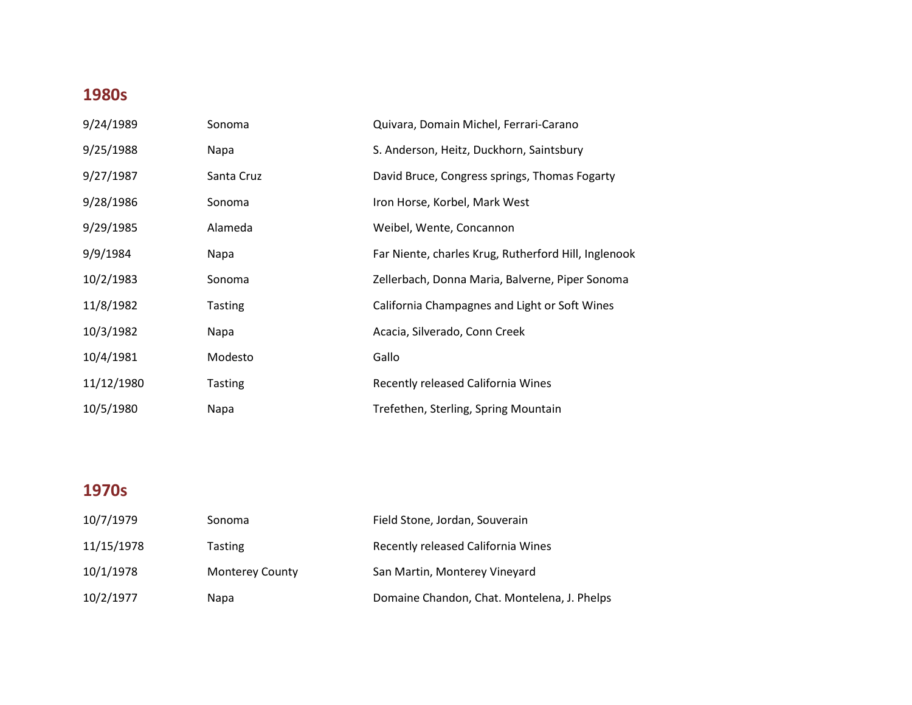## 1980s

| | | |
|---|---|---|
| 9/24/1989 | Sonoma | Quivara, Domain Michel, Ferrari-Carano |
| 9/25/1988 | Napa | S. Anderson, Heitz, Duckhorn, Saintsbury |
| 9/27/1987 | Santa Cruz | David Bruce, Congress springs, Thomas Fogarty |
| 9/28/1986 | Sonoma | Iron Horse, Korbel, Mark West |
| 9/29/1985 | Alameda | Weibel, Wente, Concannon |
| 9/9/1984 | Napa | Far Niente, charles Krug, Rutherford Hill, Inglenook |
| 10/2/1983 | Sonoma | Zellerbach, Donna Maria, Balverne, Piper Sonoma |
| 11/8/1982 | Tasting | California Champagnes and Light or Soft Wines |
| 10/3/1982 | Napa | Acacia, Silverado, Conn Creek |
| 10/4/1981 | Modesto | Gallo |
| 11/12/1980 | Tasting | Recently released California Wines |
| 10/5/1980 | Napa | Trefethen, Sterling, Spring Mountain |

## 1970s

| | | |
|---|---|---|
| 10/7/1979 | Sonoma | Field Stone, Jordan, Souverain |
| 11/15/1978 | Tasting | Recently released California Wines |
| 10/1/1978 | Monterey County | San Martin, Monterey Vineyard |
| 10/2/1977 | Napa | Domaine Chandon, Chat. Montelena, J. Phelps |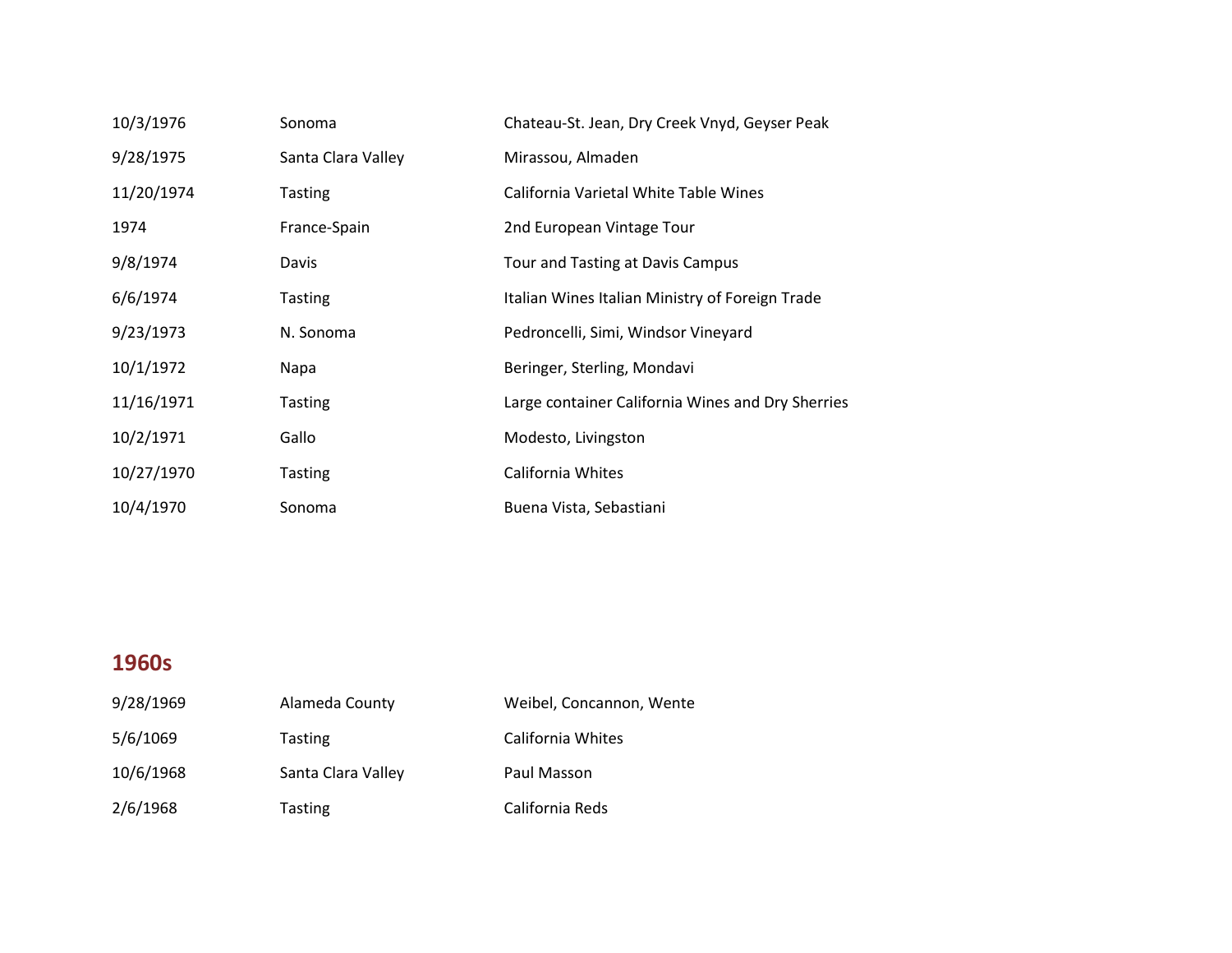| | | |
|---|---|---|
| 10/3/1976 | Sonoma | Chateau-St. Jean, Dry Creek Vnyd, Geyser Peak |
| 9/28/1975 | Santa Clara Valley | Mirassou, Almaden |
| 11/20/1974 | Tasting | California Varietal White Table Wines |
| 1974 | France-Spain | 2nd European Vintage Tour |
| 9/8/1974 | Davis | Tour and Tasting at Davis Campus |
| 6/6/1974 | Tasting | Italian Wines Italian Ministry of Foreign Trade |
| 9/23/1973 | N. Sonoma | Pedroncelli, Simi, Windsor Vineyard |
| 10/1/1972 | Napa | Beringer, Sterling, Mondavi |
| 11/16/1971 | Tasting | Large container California Wines and Dry Sherries |
| 10/2/1971 | Gallo | Modesto, Livingston |
| 10/27/1970 | Tasting | California Whites |
| 10/4/1970 | Sonoma | Buena Vista, Sebastiani |

## 1960s

| | | |
|---|---|---|
| 9/28/1969 | Alameda County | Weibel, Concannon, Wente |
| 5/6/1069 | Tasting | California Whites |
| 10/6/1968 | Santa Clara Valley | Paul Masson |
| 2/6/1968 | Tasting | California Reds |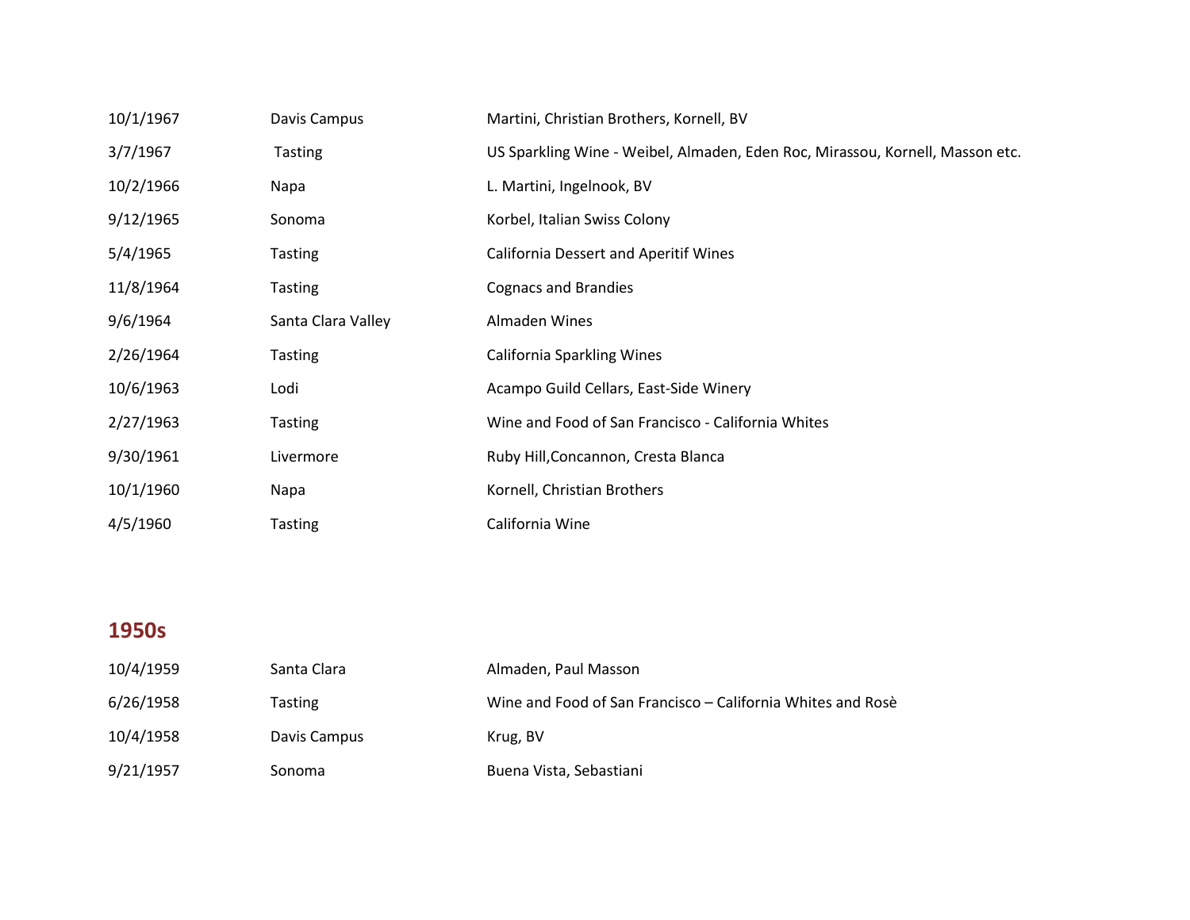| | | |
|---|---|---|
| 10/1/1967 | Davis Campus | Martini, Christian Brothers, Kornell, BV |
| 3/7/1967 | Tasting | US Sparkling Wine - Weibel, Almaden, Eden Roc, Mirassou, Kornell, Masson etc. |
| 10/2/1966 | Napa | L. Martini, Ingelnook, BV |
| 9/12/1965 | Sonoma | Korbel, Italian Swiss Colony |
| 5/4/1965 | Tasting | California Dessert and Aperitif Wines |
| 11/8/1964 | Tasting | Cognacs and Brandies |
| 9/6/1964 | Santa Clara Valley | Almaden Wines |
| 2/26/1964 | Tasting | California Sparkling Wines |
| 10/6/1963 | Lodi | Acampo Guild Cellars, East-Side Winery |
| 2/27/1963 | Tasting | Wine and Food of San Francisco - California Whites |
| 9/30/1961 | Livermore | Ruby Hill,Concannon, Cresta Blanca |
| 10/1/1960 | Napa | Kornell, Christian Brothers |
| 4/5/1960 | Tasting | California Wine |

## 1950s

| | | |
|---|---|---|
| 10/4/1959 | Santa Clara | Almaden, Paul Masson |
| 6/26/1958 | Tasting | Wine and Food of San Francisco – California Whites and Rosè |
| 10/4/1958 | Davis Campus | Krug, BV |
| 9/21/1957 | Sonoma | Buena Vista, Sebastiani |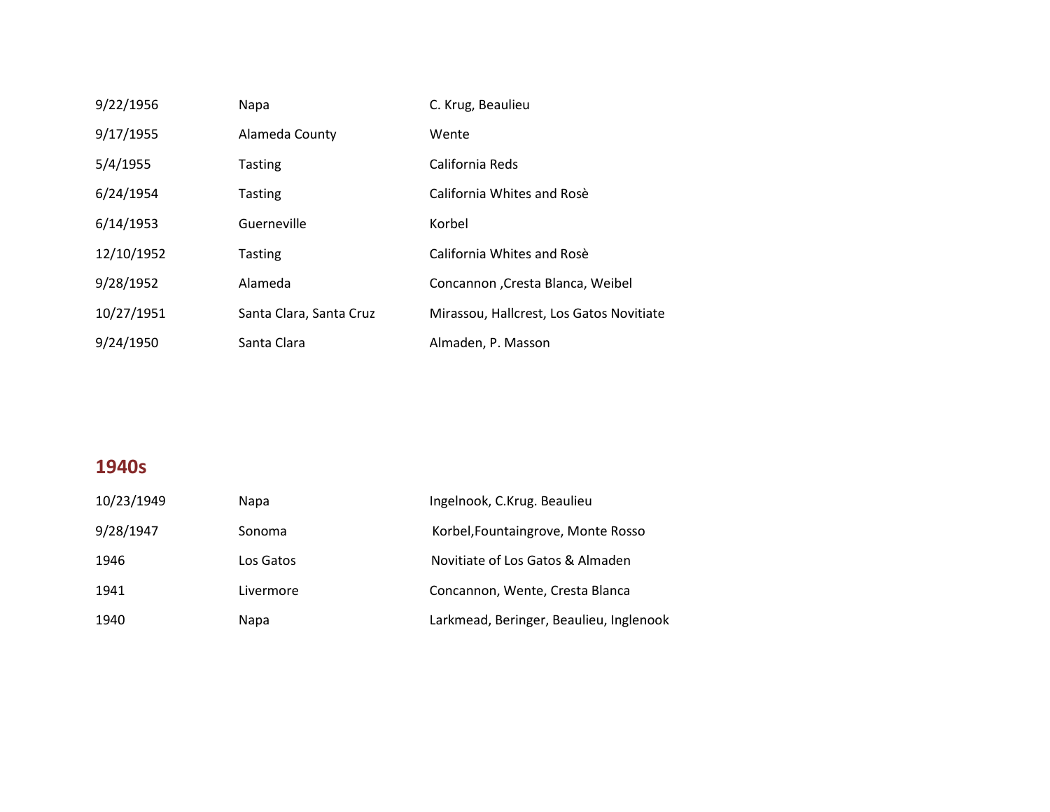| | | |
|---|---|---|
| 9/22/1956 | Napa | C. Krug, Beaulieu |
| 9/17/1955 | Alameda County | Wente |
| 5/4/1955 | Tasting | California Reds |
| 6/24/1954 | Tasting | California Whites and Rosè |
| 6/14/1953 | Guerneville | Korbel |
| 12/10/1952 | Tasting | California Whites and Rosè |
| 9/28/1952 | Alameda | Concannon ,Cresta Blanca, Weibel |
| 10/27/1951 | Santa Clara, Santa Cruz | Mirassou, Hallcrest, Los Gatos Novitiate |
| 9/24/1950 | Santa Clara | Almaden, P. Masson |

## 1940s

| | | |
|---|---|---|
| 10/23/1949 | Napa | Ingelnook, C.Krug. Beaulieu |
| 9/28/1947 | Sonoma | Korbel,Fountaingrove, Monte Rosso |
| 1946 | Los Gatos | Novitiate of Los Gatos & Almaden |
| 1941 | Livermore | Concannon, Wente, Cresta Blanca |
| 1940 | Napa | Larkmead, Beringer, Beaulieu, Inglenook |